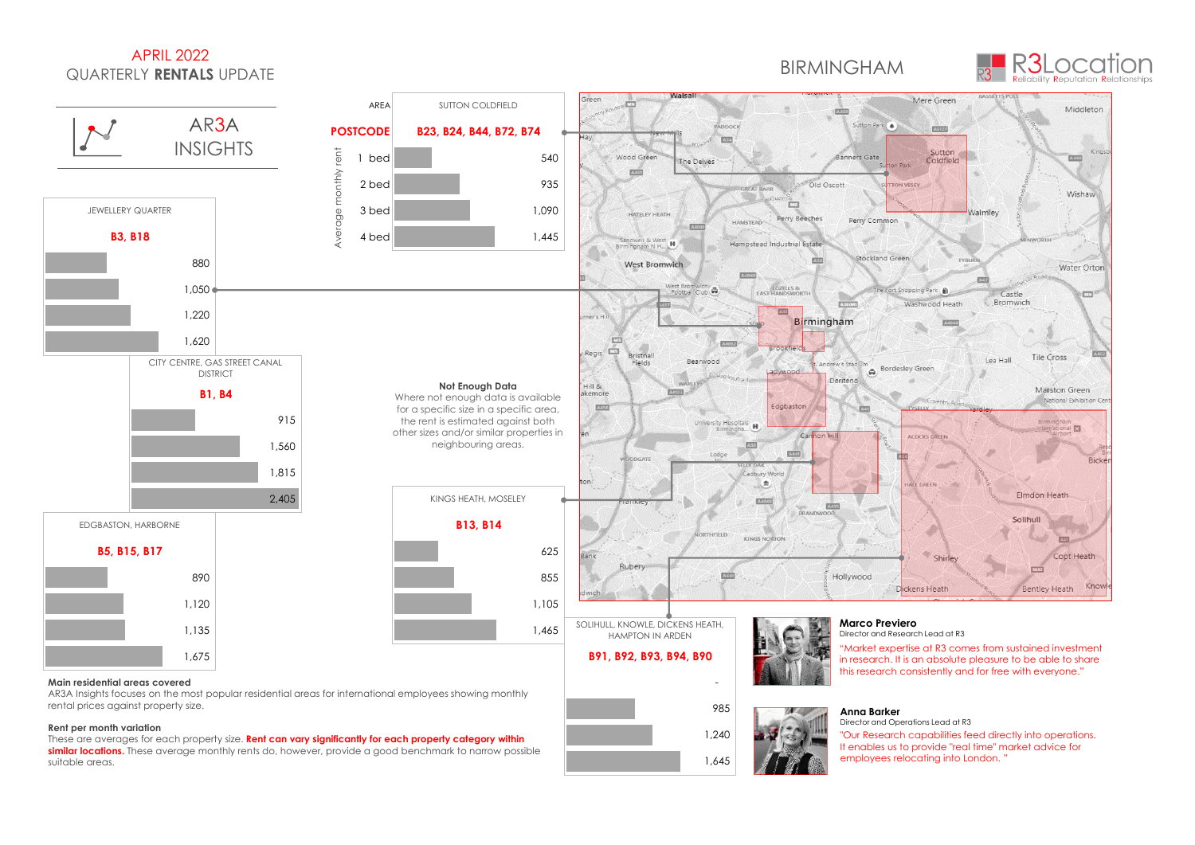APRIL 2022

QUARTERLY **RENTALS** UPDATE

# AR3A INSIGHTS

# BIRMINGHAM

R3Location — Reliability Reputation Relationships

AREA: SUTTON COLDFIELD

POSTCODE: **B23, B24, B44, B72, B74**

Average monthly rent

1 bed 540
2 bed 935
3 bed 1,090
4 bed 1,445

JEWELLERY QUARTER

**B3, B18**

880
1,050
1,220
1,620

CITY CENTRE, GAS STREET CANAL DISTRICT

**B1, B4**

915
1,560
1,815
2,405

EDGBASTON, HARBORNE

**B5, B15, B17**

890
1,120
1,135
1,675

KINGS HEATH, MOSELEY

**B13, B14**

625
855
1,105
1,465

SOLIHULL, KNOWLE, DICKENS HEATH, HAMPTON IN ARDEN

**B91, B92, B93, B94, B90**

-
985
1,240
1,645

**Not Enough Data**
Where not enough data is available for a specific size in a specific area, the rent is estimated against both other sizes and/or similar properties in neighbouring areas.

**Main residential areas covered**
AR3A Insights focuses on the most popular residential areas for international employees showing monthly rental prices against property size.

**Rent per month variation**
These are averages for each property size. **Rent can vary significantly for each property category within similar locations.** These average monthly rents do, however, provide a good benchmark to narrow possible suitable areas.

**Marco Previero**
Director and Research Lead at R3

"Market expertise at R3 comes from sustained investment in research. It is an absolute pleasure to be able to share this research consistently and for free with everyone."

**Anna Barker**
Director and Operations Lead at R3

"Our Research capabilities feed directly into operations. It enables us to provide "real time" market advice for employees relocating into London. "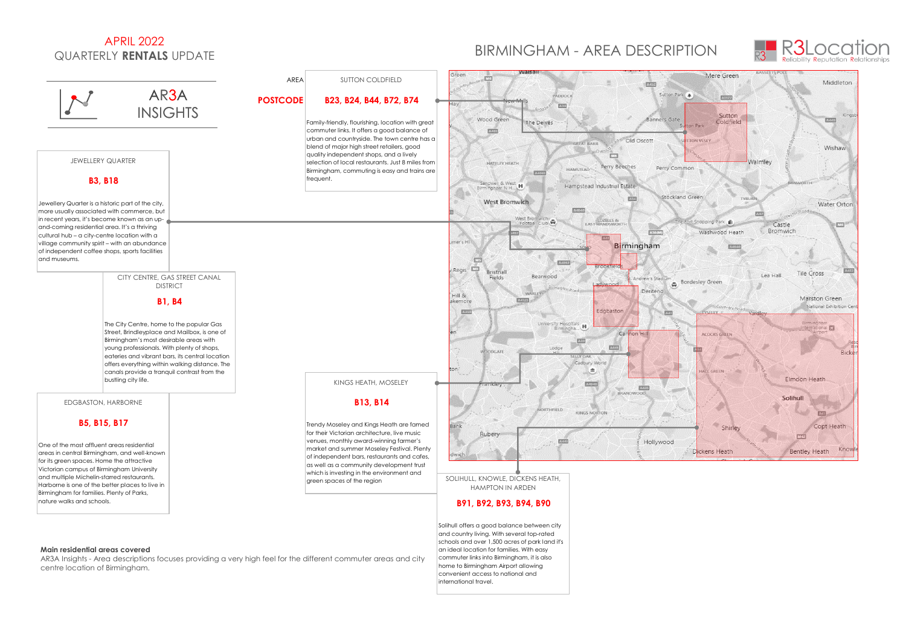APRIL 2022
QUARTERLY **RENTALS** UPDATE

# AR3A INSIGHTS

# BIRMINGHAM - AREA DESCRIPTION

R3Location
Reliability Reputation Relationships

AREA
**POSTCODE**

### SUTTON COLDFIELD

**B23, B24, B44, B72, B74**

Family-friendly, flourishing, location with great commuter links. It offers a good balance of urban and countryside. The town centre has a blend of major high street retailers, good quality independent shops, and a lively selection of local restaurants. Just 8 miles from Birmingham, commuting is easy and trains are frequent.

### JEWELLERY QUARTER

**B3, B18**

Jewellery Quarter is a historic part of the city, more usually associated with commerce, but in recent years, it's become known as an up-and-coming residential area. It's a thriving cultural hub – a city-centre location with a village community spirit – with an abundance of independent coffee shops, sports facilities and museums.

### CITY CENTRE, GAS STREET CANAL DISTRICT

**B1, B4**

The City Centre, home to the popular Gas Street, Brindleyplace and Mailbox, is one of Birmingham's most desirable areas with young professionals. With plenty of shops, eateries and vibrant bars, its central location offers everything within walking distance. The canals provide a tranquil contrast from the bustling city life.

### EDGBASTON, HARBORNE

**B5, B15, B17**

One of the most affluent areas residential areas in central Birmingham, and well-known for its green spaces. Home the attractive Victorian campus of Birmingham University and multiple Michelin-starred restaurants. Harborne is one of the better places to live in Birmingham for families. Plenty of Parks, nature walks and schools.

### KINGS HEATH, MOSELEY

**B13, B14**

Trendy Moseley and Kings Heath are famed for their Victorian architecture, live music venues, monthly award-winning farmer's market and summer Moseley Festival. Plenty of independent bars, restaurants and cafes, as well as a community development trust which is investing in the environment and green spaces of the region

### SOLIHULL, KNOWLE, DICKENS HEATH, HAMPTON IN ARDEN

**B91, B92, B93, B94, B90**

Solihull offers a good balance between city and country living. With several top-rated schools and over 1,500 acres of park land it's an ideal location for families. With easy commuter links into Birmingham, it is also home to Birmingham Airport allowing convenient access to national and international travel.

**Main residential areas covered**

AR3A Insights - Area descriptions focuses providing a very high feel for the different commuter areas and city centre location of Birmingham.